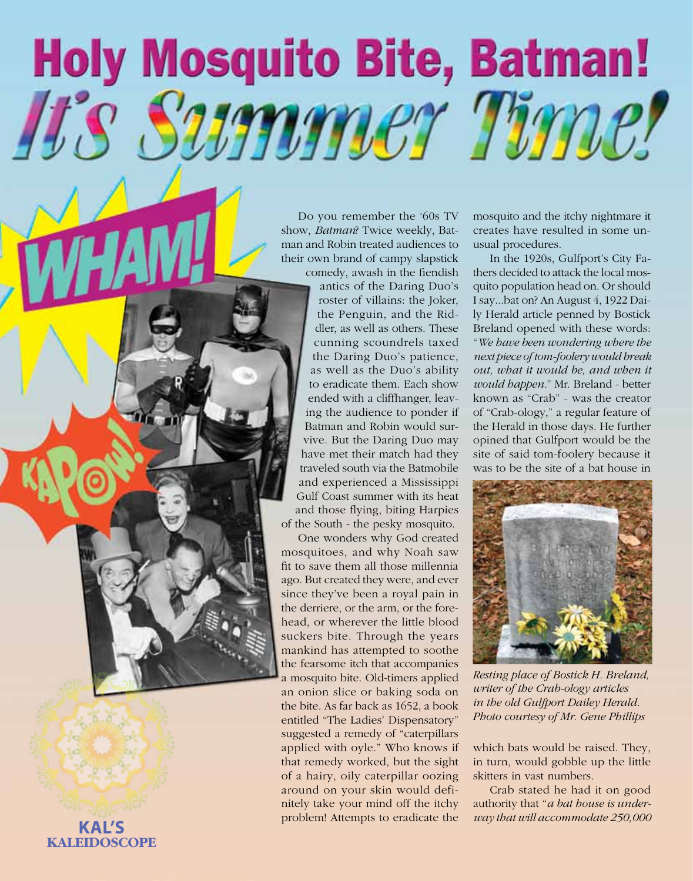# Holy Mosquito Bite, Batman!
# It's Summer Time!

Do you remember the '60s TV show, *Batman*? Twice weekly, Batman and Robin treated audiences to their own brand of campy slapstick comedy, awash in the fiendish antics of the Daring Duo's roster of villains: the Joker, the Penguin, and the Riddler, as well as others. These cunning scoundrels taxed the Daring Duo's patience, as well as the Duo's ability to eradicate them. Each show ended with a cliffhanger, leaving the audience to ponder if Batman and Robin would survive. But the Daring Duo may have met their match had they traveled south via the Batmobile and experienced a Mississippi Gulf Coast summer with its heat and those flying, biting Harpies of the South - the pesky mosquito.

One wonders why God created mosquitoes, and why Noah saw fit to save them all those millennia ago. But created they were, and ever since they've been a royal pain in the derriere, or the arm, or the forehead, or wherever the little blood suckers bite. Through the years mankind has attempted to soothe the fearsome itch that accompanies a mosquito bite. Old-timers applied an onion slice or baking soda on the bite. As far back as 1652, a book entitled "The Ladies' Dispensatory" suggested a remedy of "caterpillars applied with oyle." Who knows if that remedy worked, but the sight of a hairy, oily caterpillar oozing around on your skin would definitely take your mind off the itchy problem! Attempts to eradicate the mosquito and the itchy nightmare it creates have resulted in some unusual procedures.

In the 1920s, Gulfport's City Fathers decided to attack the local mosquito population head on. Or should I say...bat on? An August 4, 1922 Daily Herald article penned by Bostick Breland opened with these words: "*We have been wondering where the next piece of tom-foolery would break out, what it would be, and when it would happen*." Mr. Breland - better known as "Crab" - was the creator of "Crab-ology," a regular feature of the Herald in those days. He further opined that Gulfport would be the site of said tom-foolery because it was to be the site of a bat house in which bats would be raised. They, in turn, would gobble up the little skitters in vast numbers.

*Resting place of Bostick H. Breland, writer of the Crab-ology articles in the old Gulfport Dailey Herald. Photo courtesy of Mr. Gene Phillips*

Crab stated he had it on good authority that "*a bat house is underway that will accommodate 250,000*

**KAL'S KALEIDOSCOPE**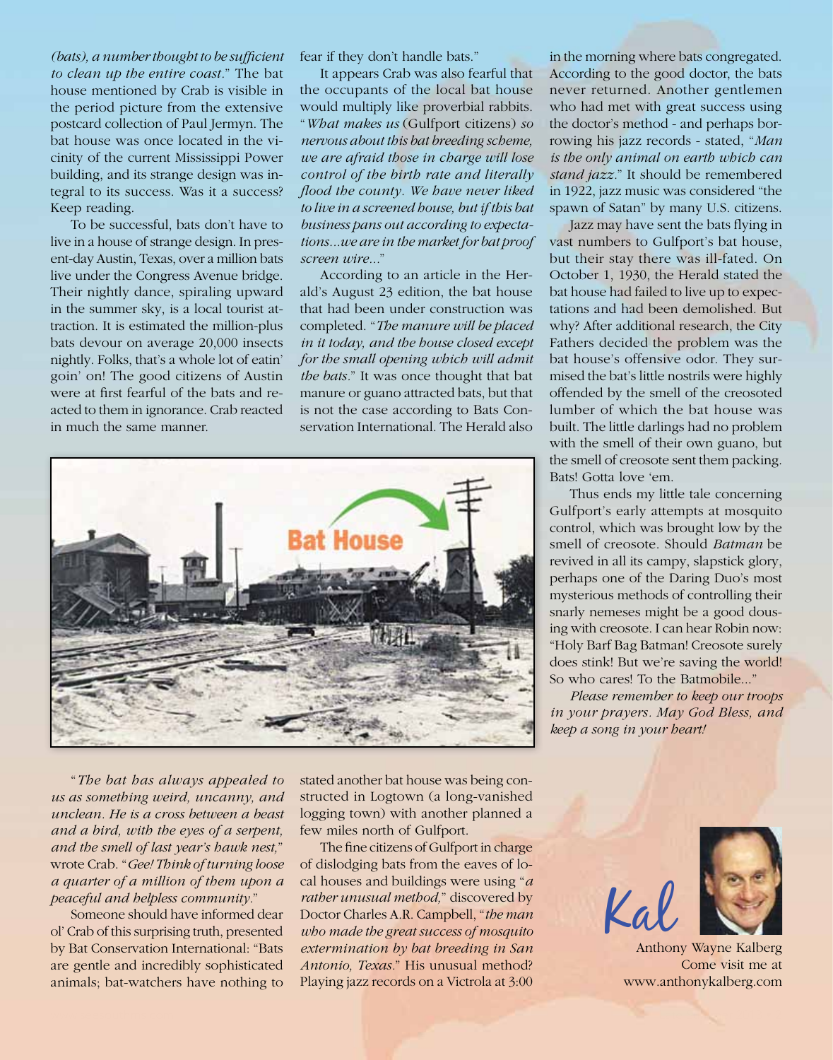*(bats), a number thought to be sufficient to clean up the entire coast*." The bat house mentioned by Crab is visible in the period picture from the extensive postcard collection of Paul Jermyn. The bat house was once located in the vicinity of the current Mississippi Power building, and its strange design was integral to its success. Was it a success? Keep reading.

To be successful, bats don't have to live in a house of strange design. In present-day Austin, Texas, over a million bats live under the Congress Avenue bridge. Their nightly dance, spiraling upward in the summer sky, is a local tourist attraction. It is estimated the million-plus bats devour on average 20,000 insects nightly. Folks, that's a whole lot of eatin' goin' on! The good citizens of Austin were at first fearful of the bats and reacted to them in ignorance. Crab reacted in much the same manner.

"*The bat has always appealed to us as something weird, uncanny, and unclean. He is a cross between a beast and a bird, with the eyes of a serpent, and the smell of last year's hawk nest,*" wrote Crab. "*Gee! Think of turning loose a quarter of a million of them upon a peaceful and helpless community.*"

Someone should have informed dear ol' Crab of this surprising truth, presented by Bat Conservation International: "Bats are gentle and incredibly sophisticated animals; bat-watchers have nothing to fear if they don't handle bats."

It appears Crab was also fearful that the occupants of the local bat house would multiply like proverbial rabbits. "*What makes us* (Gulfport citizens) *so nervous about this bat breeding scheme, we are afraid those in charge will lose control of the birth rate and literally flood the county. We have never liked to live in a screened house, but if this bat business pans out according to expectations...we are in the market for bat proof screen wire...*"

According to an article in the Herald's August 23 edition, the bat house that had been under construction was completed. "*The manure will be placed in it today, and the house closed except for the small opening which will admit the bats*." It was once thought that bat manure or guano attracted bats, but that is not the case according to Bats Conservation International. The Herald also stated another bat house was being constructed in Logtown (a long-vanished logging town) with another planned a few miles north of Gulfport.

The fine citizens of Gulfport in charge of dislodging bats from the eaves of local houses and buildings were using "*a rather unusual method,*" discovered by Doctor Charles A.R. Campbell, "*the man who made the great success of mosquito extermination by bat breeding in San Antonio, Texas*." His unusual method? Playing jazz records on a Victrola at 3:00 in the morning where bats congregated. According to the good doctor, the bats never returned. Another gentlemen who had met with great success using the doctor's method - and perhaps borrowing his jazz records - stated, "*Man is the only animal on earth which can stand jazz*." It should be remembered in 1922, jazz music was considered "the spawn of Satan" by many U.S. citizens.

Jazz may have sent the bats flying in vast numbers to Gulfport's bat house, but their stay there was ill-fated. On October 1, 1930, the Herald stated the bat house had failed to live up to expectations and had been demolished. But why? After additional research, the City Fathers decided the problem was the bat house's offensive odor. They surmised the bat's little nostrils were highly offended by the smell of the creosoted lumber of which the bat house was built. The little darlings had no problem with the smell of their own guano, but the smell of creosote sent them packing. Bats! Gotta love 'em.

Thus ends my little tale concerning Gulfport's early attempts at mosquito control, which was brought low by the smell of creosote. Should *Batman* be revived in all its campy, slapstick glory, perhaps one of the Daring Duo's most mysterious methods of controlling their snarly nemeses might be a good dousing with creosote. I can hear Robin now: "Holy Barf Bag Batman! Creosote surely does stink! But we're saving the world! So who cares! To the Batmobile..."

*Please remember to keep our troops in your prayers. May God Bless, and keep a song in your heart!*

Bat House

Kal

Anthony Wayne Kalberg
Come visit me at
www.anthonykalberg.com